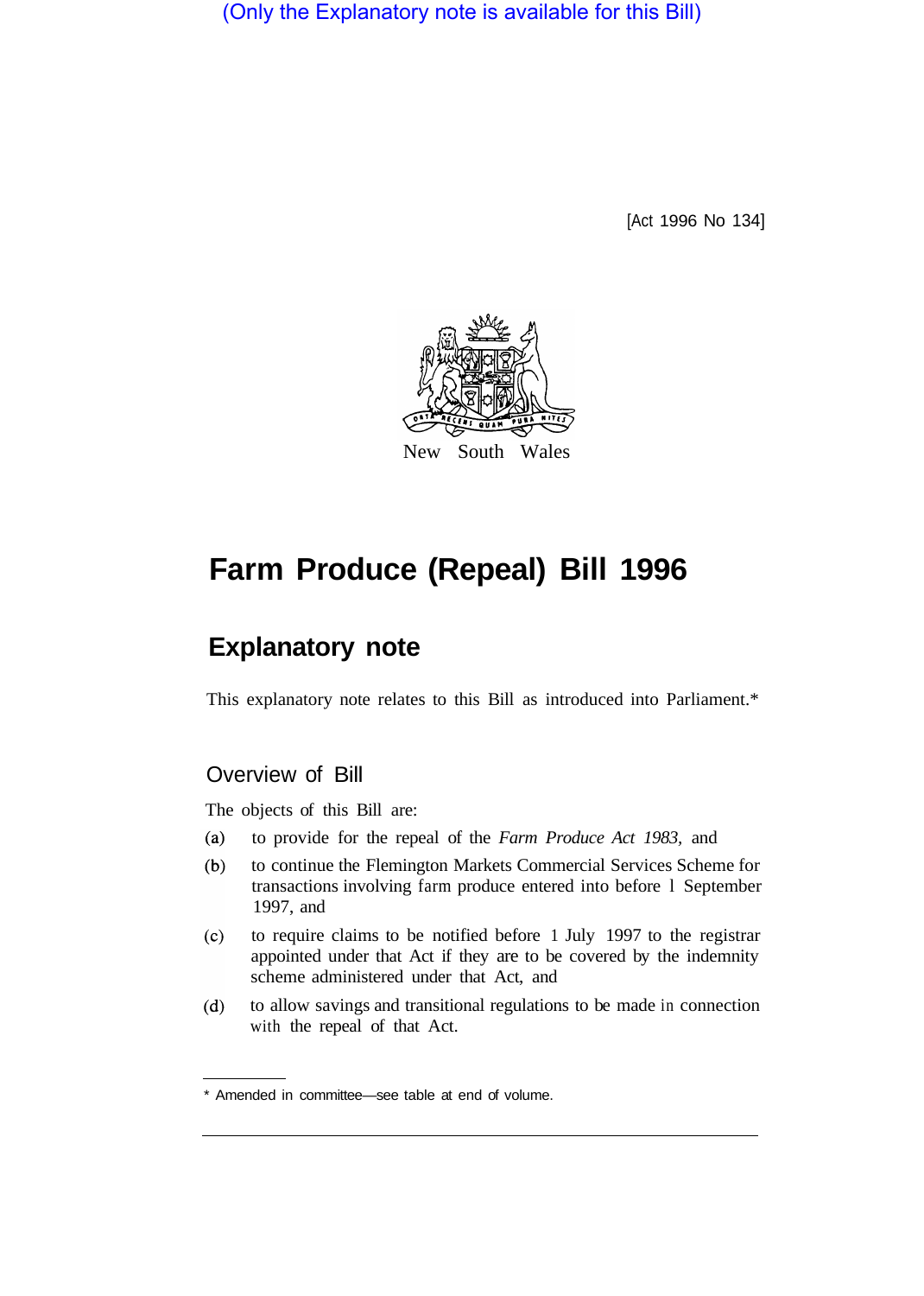(Only the Explanatory note is available for this Bill)

[Act 1996 No 134]

New South Wales

# Farm Produce (Repeal) Bill 1996

## Explanatory note

This explanatory note relates to this Bill as introduced into Parliament.*

### Overview of Bill

The objects of this Bill are:

(a) to provide for the repeal of the *Farm Produce Act 1983*, and

(b) to continue the Flemington Markets Commercial Services Scheme for transactions involving farm produce entered into before 1 September 1997, and

(c) to require claims to be notified before 1 July 1997 to the registrar appointed under that Act if they are to be covered by the indemnity scheme administered under that Act, and

(d) to allow savings and transitional regulations to be made in connection with the repeal of that Act.

---

* Amended in committee—see table at end of volume.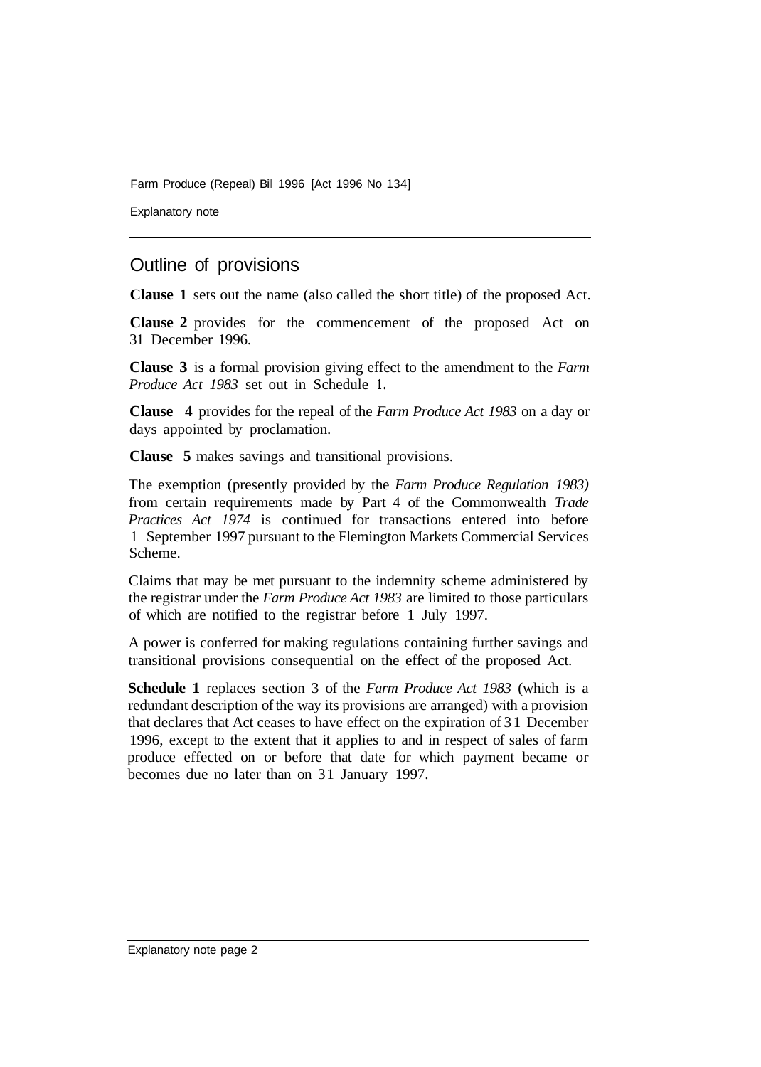## Outline of provisions

**Clause 1** sets out the name (also called the short title) of the proposed Act.

**Clause 2** provides for the commencement of the proposed Act on 31 December 1996.

**Clause 3** is a formal provision giving effect to the amendment to the *Farm Produce Act 1983* set out in Schedule 1.

**Clause 4** provides for the repeal of the *Farm Produce Act 1983* on a day or days appointed by proclamation.

**Clause 5** makes savings and transitional provisions.

The exemption (presently provided by the *Farm Produce Regulation 1983)* from certain requirements made by Part 4 of the Commonwealth *Trade Practices Act 1974* is continued for transactions entered into before 1 September 1997 pursuant to the Flemington Markets Commercial Services Scheme.

Claims that may be met pursuant to the indemnity scheme administered by the registrar under the *Farm Produce Act 1983* are limited to those particulars of which are notified to the registrar before 1 July 1997.

A power is conferred for making regulations containing further savings and transitional provisions consequential on the effect of the proposed Act.

**Schedule 1** replaces section 3 of the *Farm Produce Act 1983* (which is a redundant description of the way its provisions are arranged) with a provision that declares that Act ceases to have effect on the expiration of 31 December 1996, except to the extent that it applies to and in respect of sales of farm produce effected on or before that date for which payment became or becomes due no later than on 31 January 1997.